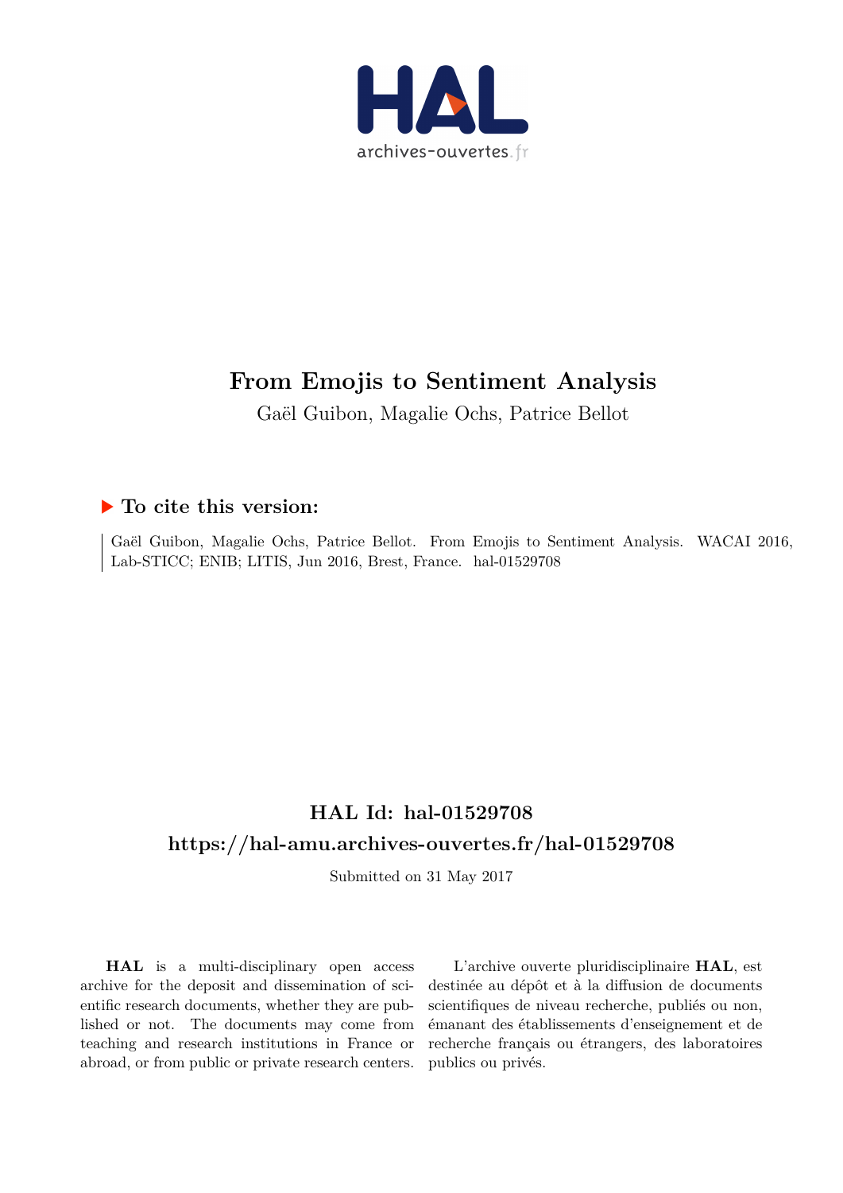# From Emojis to Sentiment Analysis

Gaël Guibon, Magalie Ochs, Patrice Bellot

## ▶ To cite this version:

Gaël Guibon, Magalie Ochs, Patrice Bellot. From Emojis to Sentiment Analysis. WACAI 2016, Lab-STICC; ENIB; LITIS, Jun 2016, Brest, France. hal-01529708

## HAL Id: hal-01529708

## https://hal-amu.archives-ouvertes.fr/hal-01529708

Submitted on 31 May 2017

**HAL** is a multi-disciplinary open access archive for the deposit and dissemination of scientific research documents, whether they are published or not. The documents may come from teaching and research institutions in France or abroad, or from public or private research centers.

L'archive ouverte pluridisciplinaire **HAL**, est destinée au dépôt et à la diffusion de documents scientifiques de niveau recherche, publiés ou non, émanant des établissements d'enseignement et de recherche français ou étrangers, des laboratoires publics ou privés.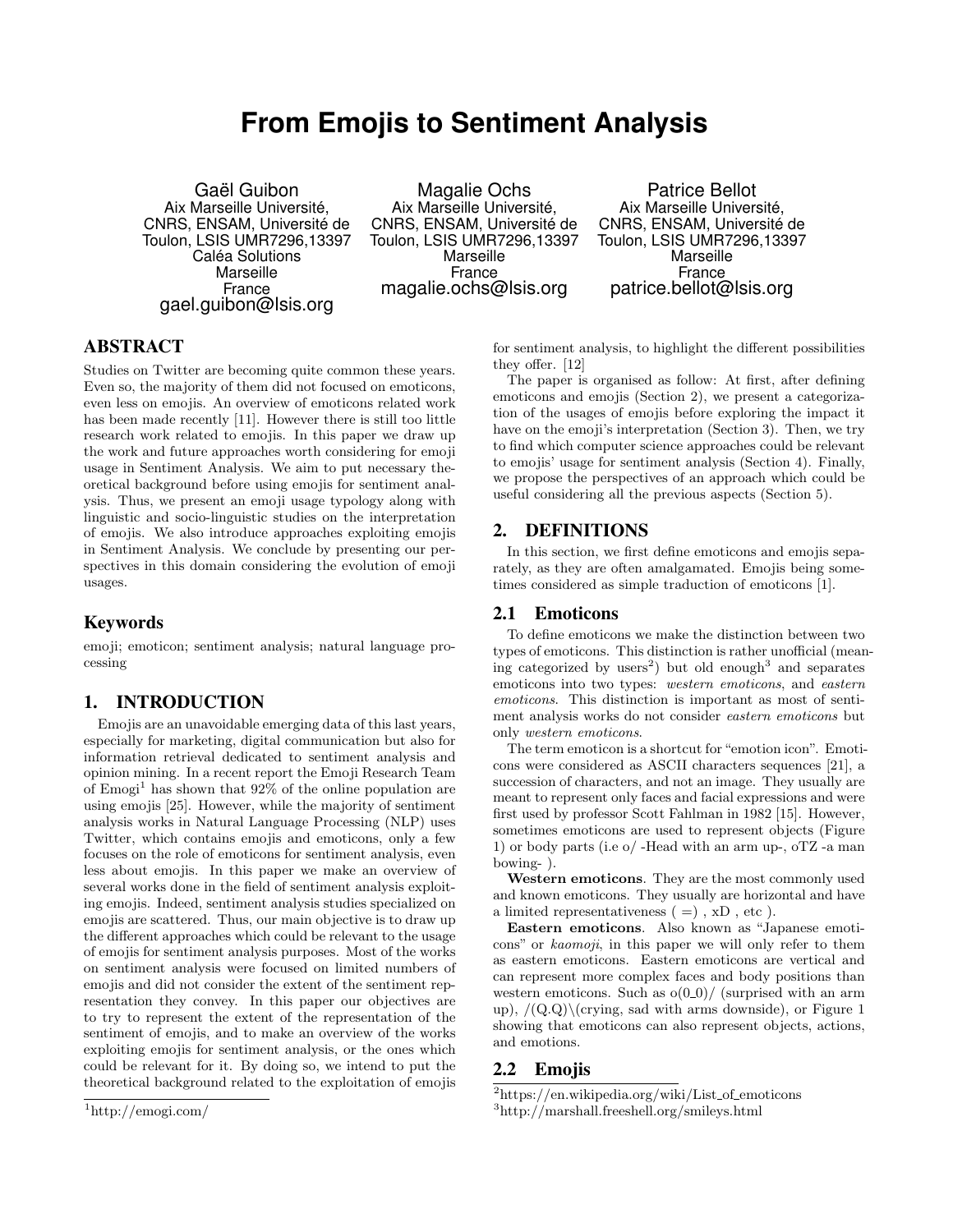# From Emojis to Sentiment Analysis

Gaël Guibon
Aix Marseille Université, CNRS, ENSAM, Université de Toulon, LSIS UMR7296,13397
Caléa Solutions
Marseille
France
gael.guibon@lsis.org

Magalie Ochs
Aix Marseille Université, CNRS, ENSAM, Université de Toulon, LSIS UMR7296,13397
Marseille
France
magalie.ochs@lsis.org

Patrice Bellot
Aix Marseille Université, CNRS, ENSAM, Université de Toulon, LSIS UMR7296,13397
Marseille
France
patrice.bellot@lsis.org

## ABSTRACT

Studies on Twitter are becoming quite common these years. Even so, the majority of them did not focused on emoticons, even less on emojis. An overview of emoticons related work has been made recently [11]. However there is still too little research work related to emojis. In this paper we draw up the work and future approaches worth considering for emoji usage in Sentiment Analysis. We aim to put necessary theoretical background before using emojis for sentiment analysis. Thus, we present an emoji usage typology along with linguistic and socio-linguistic studies on the interpretation of emojis. We also introduce approaches exploiting emojis in Sentiment Analysis. We conclude by presenting our perspectives in this domain considering the evolution of emoji usages.

### Keywords

emoji; emoticon; sentiment analysis; natural language processing

## 1. INTRODUCTION

Emojis are an unavoidable emerging data of this last years, especially for marketing, digital communication but also for information retrieval dedicated to sentiment analysis and opinion mining. In a recent report the Emoji Research Team of Emogi[1] has shown that 92% of the online population are using emojis [25]. However, while the majority of sentiment analysis works in Natural Language Processing (NLP) uses Twitter, which contains emojis and emoticons, only a few focuses on the role of emoticons for sentiment analysis, even less about emojis. In this paper we make an overview of several works done in the field of sentiment analysis exploiting emojis. Indeed, sentiment analysis studies specialized on emojis are scattered. Thus, our main objective is to draw up the different approaches which could be relevant to the usage of emojis for sentiment analysis purposes. Most of the works on sentiment analysis were focused on limited numbers of emojis and did not consider the extent of the sentiment representation they convey. In this paper our objectives are to try to represent the extent of the representation of the sentiment of emojis, and to make an overview of the works exploiting emojis for sentiment analysis, or the ones which could be relevant for it. By doing so, we intend to put the theoretical background related to the exploitation of emojis for sentiment analysis, to highlight the different possibilities they offer. [12]

The paper is organised as follow: At first, after defining emoticons and emojis (Section 2), we present a categorization of the usages of emojis before exploring the impact it have on the emoji's interpretation (Section 3). Then, we try to find which computer science approaches could be relevant to emojis' usage for sentiment analysis (Section 4). Finally, we propose the perspectives of an approach which could be useful considering all the previous aspects (Section 5).

## 2. DEFINITIONS

In this section, we first define emoticons and emojis separately, as they are often amalgamated. Emojis being sometimes considered as simple traduction of emoticons [1].

### 2.1 Emoticons

To define emoticons we make the distinction between two types of emoticons. This distinction is rather unofficial (meaning categorized by users[2]) but old enough[3] and separates emoticons into two types: *western emoticons*, and *eastern emoticons*. This distinction is important as most of sentiment analysis works do not consider *eastern emoticons* but only *western emoticons*.

The term emoticon is a shortcut for "emotion icon". Emoticons were considered as ASCII characters sequences [21], a succession of characters, and not an image. They usually are meant to represent only faces and facial expressions and were first used by professor Scott Fahlman in 1982 [15]. However, sometimes emoticons are used to represent objects (Figure 1) or body parts (i.e o/ -Head with an arm up-, oTZ -a man bowing- ).

**Western emoticons**. They are the most commonly used and known emoticons. They usually are horizontal and have a limited representativeness ( =) , xD , etc ).

**Eastern emoticons**. Also known as "Japanese emoticons" or *kaomoji*, in this paper we will only refer to them as eastern emoticons. Eastern emoticons are vertical and can represent more complex faces and body positions than western emoticons. Such as o(0_0)/ (surprised with an arm up), /(Q.Q)\(crying, sad with arms downside), or Figure 1 showing that emoticons can also represent objects, actions, and emotions.

### 2.2 Emojis

[1] http://emogi.com/

[2] https://en.wikipedia.org/wiki/List_of_emoticons

[3] http://marshall.freeshell.org/smileys.html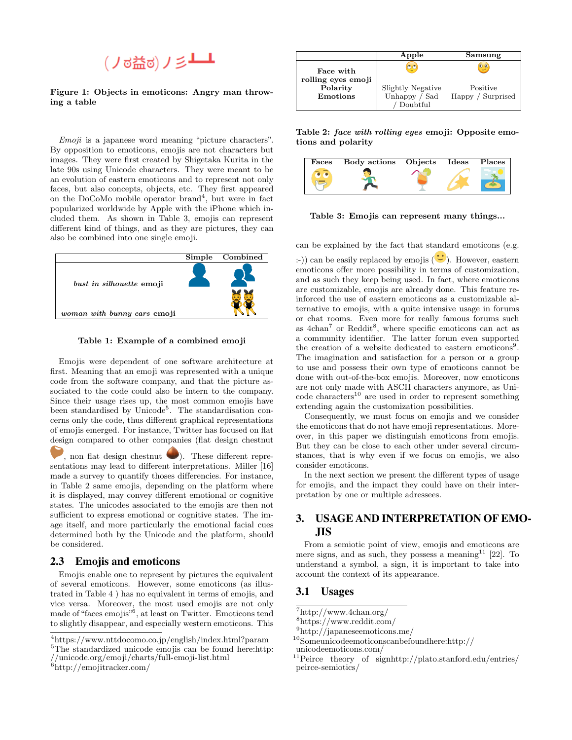(ノಠ益ಠ)ノ彡┻━┻

**Figure 1: Objects in emoticons: Angry man throwing a table**

*Emoji* is a japanese word meaning "picture characters". By opposition to emoticons, emojis are not characters but images. They were first created by Shigetaka Kurita in the late 90s using Unicode characters. They were meant to be an evolution of eastern emoticons and to represent not only faces, but also concepts, objects, etc. They first appeared on the DoCoMo mobile operator brand[4], but were in fact popularized worldwide by Apple with the iPhone which included them. As shown in Table 3, emojis can represent different kind of things, and as they are pictures, they can also be combined into one single emoji.

| | Simple | Combined |
|---|---|---|
| *bust in silhouette* emoji | 👤 | 👥 |
| *woman with bunny ears* emoji | | 👯 |

**Table 1: Example of a combined emoji**

Emojis were dependent of one software architecture at first. Meaning that an emoji was represented with a unique code from the software company, and that the picture associated to the code could also be intern to the company. Since their usage rises up, the most common emojis have been standardised by Unicode[5]. The standardisation concerns only the code, thus different graphical representations of emojis emerged. For instance, Twitter has focused on flat design compared to other companies (flat design chestnut 🌰, non flat design chestnut 🌰). These different representations may lead to different interpretations. Miller [16] made a survey to quantify thoses differencies. For instance, in Table 2 same emojis, depending on the platform where it is displayed, may convey different emotional or cognitive states. The unicodes associated to the emojis are then not sufficient to express emotional or cognitive states. The image itself, and more particularly the emotional facial cues determined both by the Unicode and the platform, should be considered.

## 2.3 Emojis and emoticons

Emojis enable one to represent by pictures the equivalent of several emoticons. However, some emoticons (as illustrated in Table 4 ) has no equivalent in terms of emojis, and vice versa. Moreover, the most used emojis are not only made of "faces emojis"[6], at least on Twitter. Emoticons tend to slightly disappear, and especially western emoticons. This can be explained by the fact that standard emoticons (e.g. :-)) can be easily replaced by emojis (🙂). However, eastern emoticons offer more possibility in terms of customization, and as such they keep being used. In fact, where emoticons are customizable, emojis are already done. This feature reinforced the use of eastern emoticons as a customizable alternative to emojis, with a quite intensive usage in forums or chat rooms. Even more for really famous forums such as 4chan[7] or Reddit[8], where specific emoticons can act as a community identifier. The latter forum even supported the creation of a website dedicated to eastern emoticons[9]. The imagination and satisfaction for a person or a group to use and possess their own type of emoticons cannot be done with out-of-the-box emojis. Moreover, now emoticons are not only made with ASCII characters anymore, as Unicode characters[10] are used in order to represent something extending again the customization possibilities.

Consequently, we must focus on emojis and we consider the emoticons that do not have emoji representations. Moreover, in this paper we distinguish emoticons from emojis. But they can be close to each other under several circumstances, that is why even if we focus on emojis, we also consider emoticons.

In the next section we present the different types of usage for emojis, and the impact they could have on their interpretation by one or multiple adressees.

| | Apple | Samsung |
|---|---|---|
| **Face with rolling eyes emoji** | 🙄 | 🙄 |
| **Polarity** | Slightly Negative | Positive |
| **Emotions** | Unhappy / Sad / Doubtful | Happy / Surprised |

**Table 2: *face with rolling eyes* emoji: Opposite emotions and polarity**

| Faces | Body actions | Objects | Ideas | Places |
|---|---|---|---|---|
| 🤔 | 🏃 | 🍹 | 💫 | 🏝 |

**Table 3: Emojis can represent many things...**

# 3. USAGE AND INTERPRETATION OF EMOJIS

From a semiotic point of view, emojis and emoticons are mere signs, and as such, they possess a meaning[11] [22]. To understand a symbol, a sign, it is important to take into account the context of its appearance.

## 3.1 Usages

[4] https://www.nttdocomo.co.jp/english/index.html?param
[5] The standardized unicode emojis can be found here:http://unicode.org/emoji/charts/full-emoji-list.html
[6] http://emojitracker.com/
[7] http://www.4chan.org/
[8] https://www.reddit.com/
[9] http://japaneseemoticons.me/
[10] Someunicodeemoticonscanbefoundhere:http://unicodeemoticons.com/
[11] Peirce theory of signhttp://plato.stanford.edu/entries/peirce-semiotics/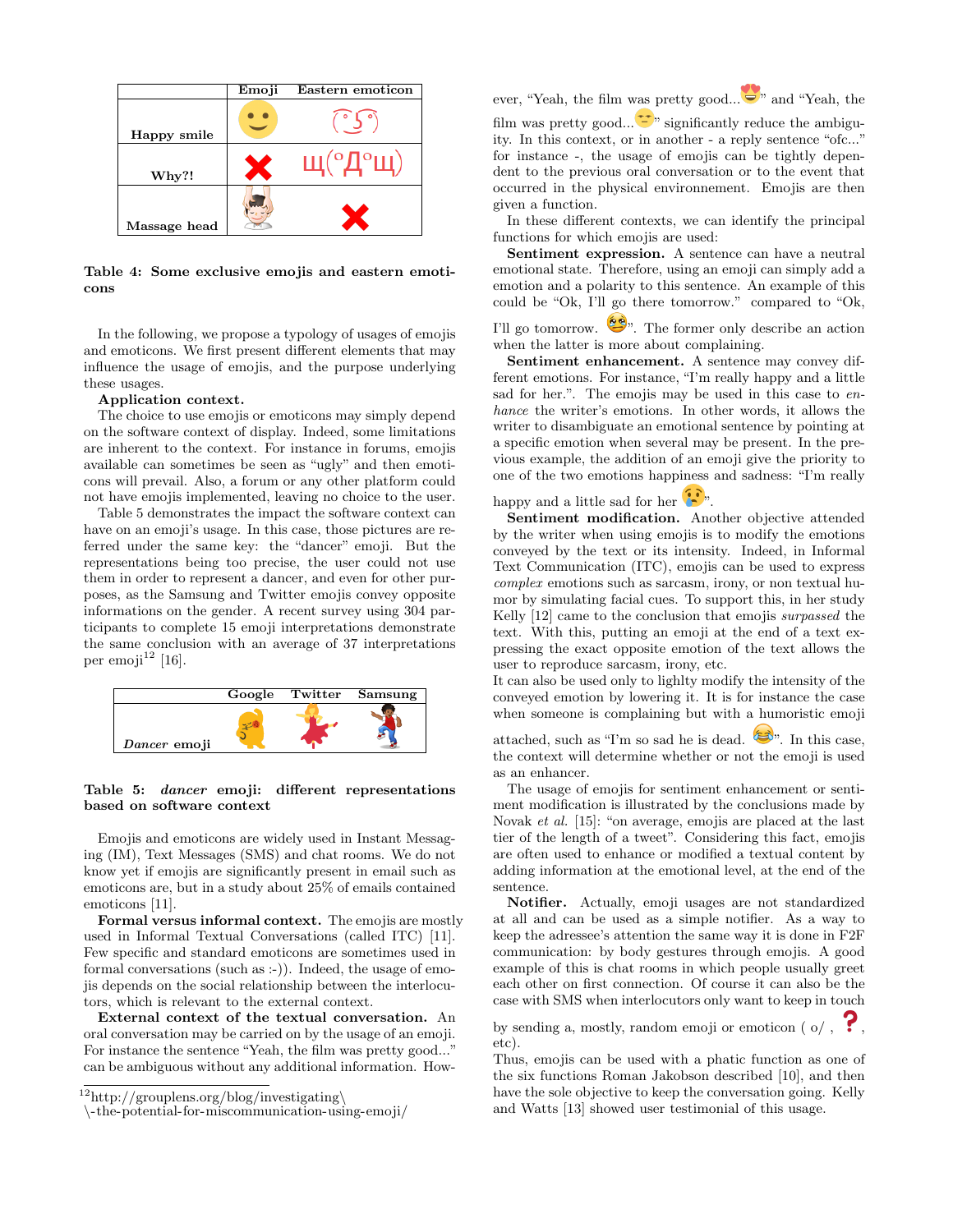| | Emoji | Eastern emoticon |
|---|---|---|
| Happy smile | 🙂 | (͡° ͜ʖ ͡°) |
| Why?! | ❌ | щ(ºДºщ) |
| Massage head | 💆 | ❌ |

**Table 4: Some exclusive emojis and eastern emoticons**

In the following, we propose a typology of usages of emojis and emoticons. We first present different elements that may influence the usage of emojis, and the purpose underlying these usages.

**Application context.**

The choice to use emojis or emoticons may simply depend on the software context of display. Indeed, some limitations are inherent to the context. For instance in forums, emojis available can sometimes be seen as "ugly" and then emoticons will prevail. Also, a forum or any other platform could not have emojis implemented, leaving no choice to the user.

Table 5 demonstrates the impact the software context can have on an emoji's usage. In this case, those pictures are referred under the same key: the "dancer" emoji. But the representations being too precise, the user could not use them in order to represent a dancer, and even for other purposes, as the Samsung and Twitter emojis convey opposite informations on the gender. A recent survey using 304 participants to complete 15 emoji interpretations demonstrate the same conclusion with an average of 37 interpretations per emoji[12] [16].

| | Google | Twitter | Samsung |
|---|---|---|---|
| *Dancer* emoji | 💃 | 💃 | 💃 |

**Table 5: *dancer* emoji: different representations based on software context**

Emojis and emoticons are widely used in Instant Messaging (IM), Text Messages (SMS) and chat rooms. We do not know yet if emojis are significantly present in email such as emoticons are, but in a study about 25% of emails contained emoticons [11].

**Formal versus informal context.** The emojis are mostly used in Informal Textual Conversations (called ITC) [11]. Few specific and standard emoticons are sometimes used in formal conversations (such as :-)). Indeed, the usage of emojis depends on the social relationship between the interlocutors, which is relevant to the external context.

**External context of the textual conversation.** An oral conversation may be carried on by the usage of an emoji. For instance the sentence "Yeah, the film was pretty good..." can be ambiguous without any additional information. However, "Yeah, the film was pretty good...😍" and "Yeah, the film was pretty good...😒" significantly reduce the ambiguity. In this context, or in another - a reply sentence "ofc..." for instance -, the usage of emojis can be tightly dependent to the previous oral conversation or to the event that occurred in the physical environnement. Emojis are then given a function.

In these different contexts, we can identify the principal functions for which emojis are used:

**Sentiment expression.** A sentence can have a neutral emotional state. Therefore, using an emoji can simply add a emotion and a polarity to this sentence. An example of this could be "Ok, I'll go there tomorrow." compared to "Ok, I'll go tomorrow. 😩". The former only describe an action when the latter is more about complaining.

**Sentiment enhancement.** A sentence may convey different emotions. For instance, "I'm really happy and a little sad for her.". The emojis may be used in this case to *enhance* the writer's emotions. In other words, it allows the writer to disambiguate an emotional sentence by pointing at a specific emotion when several may be present. In the previous example, the addition of an emoji give the priority to one of the two emotions happiness and sadness: "I'm really happy and a little sad for her 😢".

**Sentiment modification.** Another objective attended by the writer when using emojis is to modify the emotions conveyed by the text or its intensity. Indeed, in Informal Text Communication (ITC), emojis can be used to express *complex* emotions such as sarcasm, irony, or non textual humor by simulating facial cues. To support this, in her study Kelly [12] came to the conclusion that emojis *surpassed* the text. With this, putting an emoji at the end of a text expressing the exact opposite emotion of the text allows the user to reproduce sarcasm, irony, etc.

It can also be used only to lighlty modify the intensity of the conveyed emotion by lowering it. It is for instance the case when someone is complaining but with a humoristic emoji attached, such as "I'm so sad he is dead. 😂". In this case, the context will determine whether or not the emoji is used as an enhancer.

The usage of emojis for sentiment enhancement or sentiment modification is illustrated by the conclusions made by Novak *et al.* [15]: "on average, emojis are placed at the last tier of the length of a tweet". Considering this fact, emojis are often used to enhance or modified a textual content by adding information at the emotional level, at the end of the sentence.

**Notifier.** Actually, emoji usages are not standardized at all and can be used as a simple notifier. As a way to keep the adressee's attention the same way it is done in F2F communication: by body gestures through emojis. A good example of this is chat rooms in which people usually greet each other on first connection. Of course it can also be the case with SMS when interlocutors only want to keep in touch by sending a, mostly, random emoji or emoticon ( o/ , ❓, etc).

Thus, emojis can be used with a phatic function as one of the six functions Roman Jakobson described [10], and then have the sole objective to keep the conversation going. Kelly and Watts [13] showed user testimonial of this usage.

---

[12] http://grouplens.org/blog/investigating\ \-the-potential-for-miscommunication-using-emoji/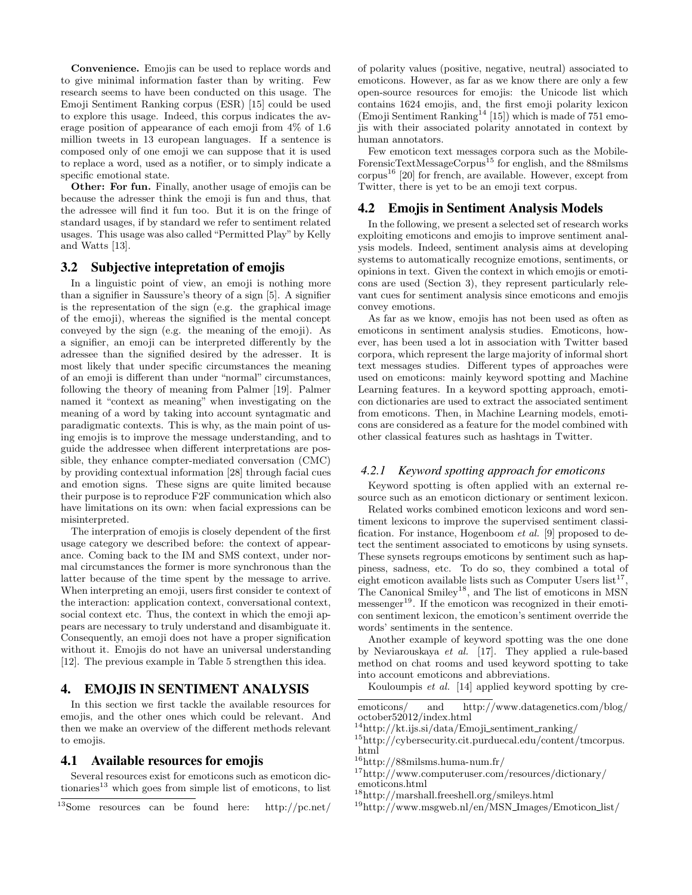**Convenience.** Emojis can be used to replace words and to give minimal information faster than by writing. Few research seems to have been conducted on this usage. The Emoji Sentiment Ranking corpus (ESR) [15] could be used to explore this usage. Indeed, this corpus indicates the average position of appearance of each emoji from 4% of 1.6 million tweets in 13 european languages. If a sentence is composed only of one emoji we can suppose that it is used to replace a word, used as a notifier, or to simply indicate a specific emotional state.

**Other: For fun.** Finally, another usage of emojis can be because the adresser think the emoji is fun and thus, that the adressee will find it fun too. But it is on the fringe of standard usages, if by standard we refer to sentiment related usages. This usage was also called "Permitted Play" by Kelly and Watts [13].

### 3.2 Subjective intepretation of emojis

In a linguistic point of view, an emoji is nothing more than a signifier in Saussure's theory of a sign [5]. A signifier is the representation of the sign (e.g. the graphical image of the emoji), whereas the signified is the mental concept conveyed by the sign (e.g. the meaning of the emoji). As a signifier, an emoji can be interpreted differently by the adressee than the signified desired by the adresser. It is most likely that under specific circumstances the meaning of an emoji is different than under "normal" circumstances, following the theory of meaning from Palmer [19]. Palmer named it "context as meaning" when investigating on the meaning of a word by taking into account syntagmatic and paradigmatic contexts. This is why, as the main point of using emojis is to improve the message understanding, and to guide the addressee when different interpretations are possible, they enhance compter-mediated conversation (CMC) by providing contextual information [28] through facial cues and emotion signs. These signs are quite limited because their purpose is to reproduce F2F communication which also have limitations on its own: when facial expressions can be misinterpreted.

The interpration of emojis is closely dependent of the first usage category we described before: the context of appearance. Coming back to the IM and SMS context, under normal circumstances the former is more synchronous than the latter because of the time spent by the message to arrive. When interpreting an emoji, users first consider te context of the interaction: application context, conversational context, social context etc. Thus, the context in which the emoji appears are necessary to truly understand and disambiguate it. Consequently, an emoji does not have a proper signification without it. Emojis do not have an universal understanding [12]. The previous example in Table 5 strengthen this idea.

## 4. EMOJIS IN SENTIMENT ANALYSIS

In this section we first tackle the available resources for emojis, and the other ones which could be relevant. And then we make an overview of the different methods relevant to emojis.

### 4.1 Available resources for emojis

Several resources exist for emoticons such as emoticon dictionaries[13] which goes from simple list of emoticons, to list of polarity values (positive, negative, neutral) associated to emoticons. However, as far as we know, there are only a few open-source resources for emojis: the Unicode list which contains 1624 emojis, and, the first emoji polarity lexicon (Emoji Sentiment Ranking[14] [15]) which is made of 751 emojis with their associated polarity annotated in context by human annotators.

Few emoticon text messages corpora such as the MobileForensicTextMessageCorpus[15] for english, and the 88milsms corpus[16] [20] for french, are available. However, except from Twitter, there is yet to be an emoji text corpus.

### 4.2 Emojis in Sentiment Analysis Models

In the following, we present a selected set of research works exploiting emoticons and emojis to improve sentiment analysis models. Indeed, sentiment analysis aims at developing systems to automatically recognize emotions, sentiments, or opinions in text. Given the context in which emojis or emoticons are used (Section 3), they represent particularly relevant cues for sentiment analysis since emoticons and emojis convey emotions.

As far as we know, emojis has not been used as often as emoticons in sentiment analysis studies. Emoticons, however, has been used a lot in association with Twitter based corpora, which represent the large majority of informal short text messages studies. Different types of approaches were used on emoticons: mainly keyword spotting and Machine Learning features. In a keyword spotting approach, emoticon dictionaries are used to extract the associated sentiment from emoticons. Then, in Machine Learning models, emoticons are considered as a feature for the model combined with other classical features such as hashtags in Twitter.

#### 4.2.1 Keyword spotting approach for emoticons

Keyword spotting is often applied with an external resource such as an emoticon dictionary or sentiment lexicon.

Related works combined emoticon lexicons and word sentiment lexicons to improve the supervised sentiment classification. For instance, Hogenboom *et al.* [9] proposed to detect the sentiment associated to emoticons by using synsets. These synsets regroups emoticons by sentiment such as happiness, sadness, etc. To do so, they combined a total of eight emoticon available lists such as Computer Users list[17], The Canonical Smiley[18], and The list of emoticons in MSN messenger[19]. If the emoticon was recognized in their emoticon sentiment lexicon, the emoticon's sentiment override the words' sentiments in the sentence.

Another example of keyword spotting was the one done by Neviarouskaya *et al.* [17]. They applied a rule-based method on chat rooms and used keyword spotting to take into account emoticons and abbreviations.

Kouloumpis *et al.* [14] applied keyword spotting by cre-

[13] Some resources can be found here: http://pc.net/emoticons/ and http://www.datagenetics.com/blog/october52012/index.html

[14] http://kt.ijs.si/data/Emoji_sentiment_ranking/

[15] http://cybersecurity.cit.purduecal.edu/content/tmcorpus.html

[16] http://88milsms.huma-num.fr/

[17] http://www.computeruser.com/resources/dictionary/emoticons.html

[18] http://marshall.freeshell.org/smileys.html

[19] http://www.msgweb.nl/en/MSN_Images/Emoticon_list/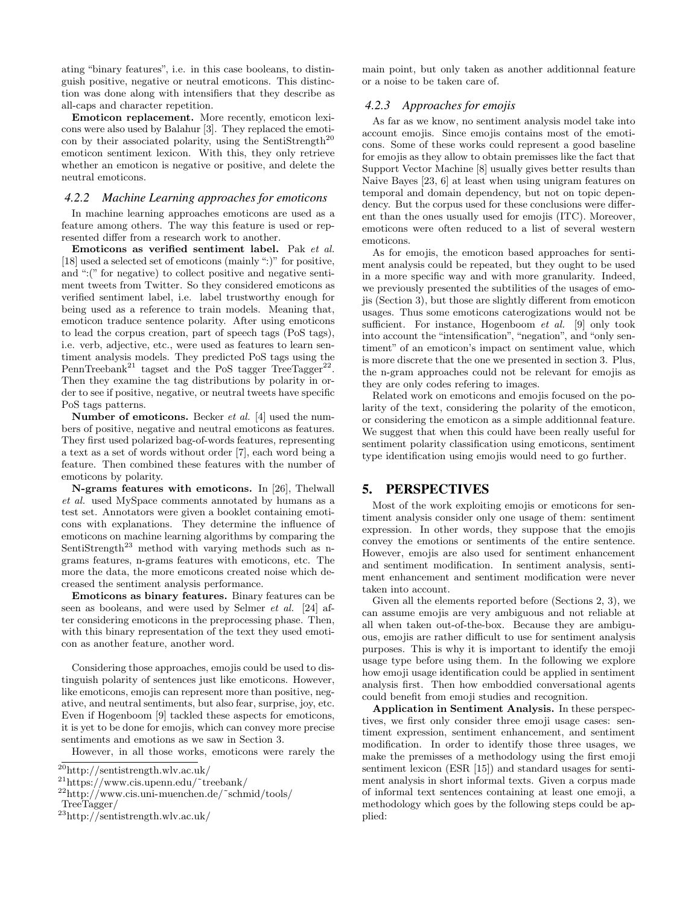ating "binary features", i.e. in this case booleans, to distinguish positive, negative or neutral emoticons. This distinction was done along with intensifiers that they describe as all-caps and character repetition.

**Emoticon replacement.** More recently, emoticon lexicons were also used by Balahur [3]. They replaced the emoticon by their associated polarity, using the SentiStrength[20] emoticon sentiment lexicon. With this, they only retrieve whether an emoticon is negative or positive, and delete the neutral emoticons.

### 4.2.2 Machine Learning approaches for emoticons

In machine learning approaches emoticons are used as a feature among others. The way this feature is used or represented differ from a research work to another.

**Emoticons as verified sentiment label.** Pak *et al.* [18] used a selected set of emoticons (mainly ":)" for positive, and ":(" for negative) to collect positive and negative sentiment tweets from Twitter. So they considered emoticons as verified sentiment label, i.e. label trustworthy enough for being used as a reference to train models. Meaning that, emoticon traduce sentence polarity. After using emoticons to lead the corpus creation, part of speech tags (PoS tags), i.e. verb, adjective, etc., were used as features to learn sentiment analysis models. They predicted PoS tags using the PennTreebank[21] tagset and the PoS tagger TreeTagger[22]. Then they examine the tag distributions by polarity in order to see if positive, negative, or neutral tweets have specific PoS tags patterns.

**Number of emoticons.** Becker *et al.* [4] used the numbers of positive, negative and neutral emoticons as features. They first used polarized bag-of-words features, representing a text as a set of words without order [7], each word being a feature. Then combined these features with the number of emoticons by polarity.

**N-grams features with emoticons.** In [26], Thelwall *et al.* used MySpace comments annotated by humans as a test set. Annotators were given a booklet containing emoticons with explanations. They determine the influence of emoticons on machine learning algorithms by comparing the SentiStrength[23] method with varying methods such as n-grams features, n-grams features with emoticons, etc. The more the data, the more emoticons created noise which decreased the sentiment analysis performance.

**Emoticons as binary features.** Binary features can be seen as booleans, and were used by Selmer *et al.* [24] after considering emoticons in the preprocessing phase. Then, with this binary representation of the text they used emoticon as another feature, another word.

Considering those approaches, emojis could be used to distinguish polarity of sentences just like emoticons. However, like emoticons, emojis can represent more than positive, negative, and neutral sentiments, but also fear, surprise, joy, etc. Even if Hogenboom [9] tackled these aspects for emoticons, it is yet to be done for emojis, which can convey more precise sentiments and emotions as we saw in Section 3.

However, in all those works, emoticons were rarely the main point, but only taken as another additionnal feature or a noise to be taken care of.

### 4.2.3 Approaches for emojis

As far as we know, no sentiment analysis model take into account emojis. Since emojis contains most of the emoticons. Some of these works could represent a good baseline for emojis as they allow to obtain premisses like the fact that Support Vector Machine [8] usually gives better results than Naive Bayes [23, 6] at least when using unigram features on temporal and domain dependency, but not on topic dependency. But the corpus used for these conclusions were different than the ones usually used for emojis (ITC). Moreover, emoticons were often reduced to a list of several western emoticons.

As for emojis, the emoticon based approaches for sentiment analysis could be repeated, but they ought to be used in a more specific way and with more granularity. Indeed, we previously presented the subtilities of the usages of emojis (Section 3), but those are slightly different from emoticon usages. Thus some emoticons caterogizations would not be sufficient. For instance, Hogenboom *et al.* [9] only took into account the "intensification", "negation", and "only sentiment" of an emoticon's impact on sentiment value, which is more discrete that the one we presented in section 3. Plus, the n-gram approaches could not be relevant for emojis as they are only codes refering to images.

Related work on emoticons and emojis focused on the polarity of the text, considering the polarity of the emoticon, or considering the emoticon as a simple additionnal feature. We suggest that when this could have been really useful for sentiment polarity classification using emoticons, sentiment type identification using emojis would need to go further.

## 5. PERSPECTIVES

Most of the work exploiting emojis or emoticons for sentiment analysis consider only one usage of them: sentiment expression. In other words, they suppose that the emojis convey the emotions or sentiments of the entire sentence. However, emojis are also used for sentiment enhancement and sentiment modification. In sentiment analysis, sentiment enhancement and sentiment modification were never taken into account.

Given all the elements reported before (Sections 2, 3), we can assume emojis are very ambiguous and not reliable at all when taken out-of-the-box. Because they are ambiguous, emojis are rather difficult to use for sentiment analysis purposes. This is why it is important to identify the emoji usage type before using them. In the following we explore how emoji usage identification could be applied in sentiment analysis first. Then how emboddied conversational agents could benefit from emoji studies and recognition.

**Application in Sentiment Analysis.** In these perspectives, we first only consider three emoji usage cases: sentiment expression, sentiment enhancement, and sentiment modification. In order to identify those three usages, we make the premisses of a methodology using the first emoji sentiment lexicon (ESR [15]) and standard usages for sentiment analysis in short informal texts. Given a corpus made of informal text sentences containing at least one emoji, a methodology which goes by the following steps could be applied:

[20]http://sentistrength.wlv.ac.uk/

[21]https://www.cis.upenn.edu/~treebank/

[22]http://www.cis.uni-muenchen.de/~schmid/tools/TreeTagger/

[23]http://sentistrength.wlv.ac.uk/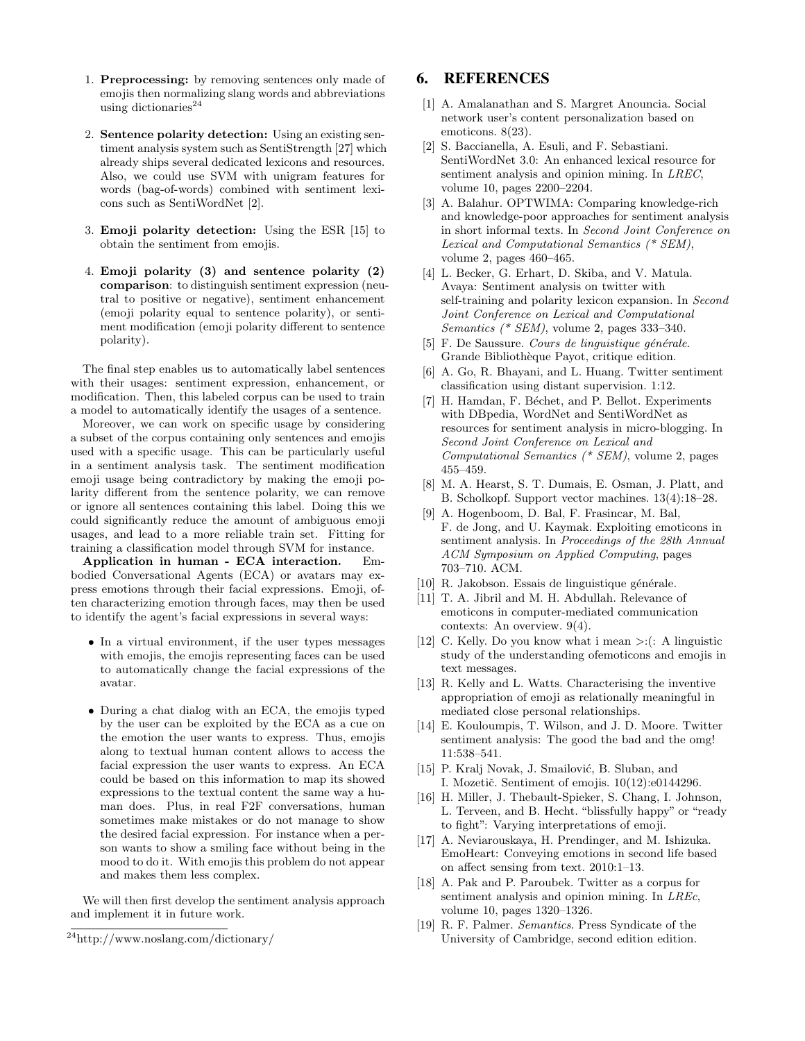1. **Preprocessing:** by removing sentences only made of emojis then normalizing slang words and abbreviations using dictionaries[24]

2. **Sentence polarity detection:** Using an existing sentiment analysis system such as SentiStrength [27] which already ships several dedicated lexicons and resources. Also, we could use SVM with unigram features for words (bag-of-words) combined with sentiment lexicons such as SentiWordNet [2].

3. **Emoji polarity detection:** Using the ESR [15] to obtain the sentiment from emojis.

4. **Emoji polarity (3) and sentence polarity (2) comparison**: to distinguish sentiment expression (neutral to positive or negative), sentiment enhancement (emoji polarity equal to sentence polarity), or sentiment modification (emoji polarity different to sentence polarity).

The final step enables us to automatically label sentences with their usages: sentiment expression, enhancement, or modification. Then, this labeled corpus can be used to train a model to automatically identify the usages of a sentence.

Moreover, we can work on specific usage by considering a subset of the corpus containing only sentences and emojis used with a specific usage. This can be particularly useful in a sentiment analysis task. The sentiment modification emoji usage being contradictory by making the emoji polarity different from the sentence polarity, we can remove or ignore all sentences containing this label. Doing this we could significantly reduce the amount of ambiguous emoji usages, and lead to a more reliable train set. Fitting for training a classification model through SVM for instance.

**Application in human - ECA interaction.** Embodied Conversational Agents (ECA) or avatars may express emotions through their facial expressions. Emoji, often characterizing emotion through faces, may then be used to identify the agent's facial expressions in several ways:

- In a virtual environment, if the user types messages with emojis, the emojis representing faces can be used to automatically change the facial expressions of the avatar.

- During a chat dialog with an ECA, the emojis typed by the user can be exploited by the ECA as a cue on the emotion the user wants to express. Thus, emojis along to textual human content allows to access the facial expression the user wants to express. An ECA could be based on this information to map its showed expressions to the textual content the same way a human does. Plus, in real F2F conversations, human sometimes make mistakes or do not manage to show the desired facial expression. For instance when a person wants to show a smiling face without being in the mood to do it. With emojis this problem do not appear and makes them less complex.

We will then first develop the sentiment analysis approach and implement it in future work.

[24] http://www.noslang.com/dictionary/

# 6. REFERENCES

[1] A. Amalanathan and S. Margret Anouncia. Social network user's content personalization based on emoticons. 8(23).

[2] S. Baccianella, A. Esuli, and F. Sebastiani. SentiWordNet 3.0: An enhanced lexical resource for sentiment analysis and opinion mining. In *LREC*, volume 10, pages 2200–2204.

[3] A. Balahur. OPTWIMA: Comparing knowledge-rich and knowledge-poor approaches for sentiment analysis in short informal texts. In *Second Joint Conference on Lexical and Computational Semantics (* SEM)*, volume 2, pages 460–465.

[4] L. Becker, G. Erhart, D. Skiba, and V. Matula. Avaya: Sentiment analysis on twitter with self-training and polarity lexicon expansion. In *Second Joint Conference on Lexical and Computational Semantics (* SEM)*, volume 2, pages 333–340.

[5] F. De Saussure. *Cours de linguistique générale*. Grande Bibliothèque Payot, critique edition.

[6] A. Go, R. Bhayani, and L. Huang. Twitter sentiment classification using distant supervision. 1:12.

[7] H. Hamdan, F. Béchet, and P. Bellot. Experiments with DBpedia, WordNet and SentiWordNet as resources for sentiment analysis in micro-blogging. In *Second Joint Conference on Lexical and Computational Semantics (* SEM)*, volume 2, pages 455–459.

[8] M. A. Hearst, S. T. Dumais, E. Osman, J. Platt, and B. Scholkopf. Support vector machines. 13(4):18–28.

[9] A. Hogenboom, D. Bal, F. Frasincar, M. Bal, F. de Jong, and U. Kaymak. Exploiting emoticons in sentiment analysis. In *Proceedings of the 28th Annual ACM Symposium on Applied Computing*, pages 703–710. ACM.

[10] R. Jakobson. Essais de linguistique générale.

[11] T. A. Jibril and M. H. Abdullah. Relevance of emoticons in computer-mediated communication contexts: An overview. 9(4).

[12] C. Kelly. Do you know what i mean >:(: A linguistic study of the understanding ofemoticons and emojis in text messages.

[13] R. Kelly and L. Watts. Characterising the inventive appropriation of emoji as relationally meaningful in mediated close personal relationships.

[14] E. Kouloumpis, T. Wilson, and J. D. Moore. Twitter sentiment analysis: The good the bad and the omg! 11:538–541.

[15] P. Kralj Novak, J. Smailović, B. Sluban, and I. Mozetič. Sentiment of emojis. 10(12):e0144296.

[16] H. Miller, J. Thebault-Spieker, S. Chang, I. Johnson, L. Terveen, and B. Hecht. "blissfully happy" or "ready to fight": Varying interpretations of emoji.

[17] A. Neviarouskaya, H. Prendinger, and M. Ishizuka. EmoHeart: Conveying emotions in second life based on affect sensing from text. 2010:1–13.

[18] A. Pak and P. Paroubek. Twitter as a corpus for sentiment analysis and opinion mining. In *LREc*, volume 10, pages 1320–1326.

[19] R. F. Palmer. *Semantics*. Press Syndicate of the University of Cambridge, second edition edition.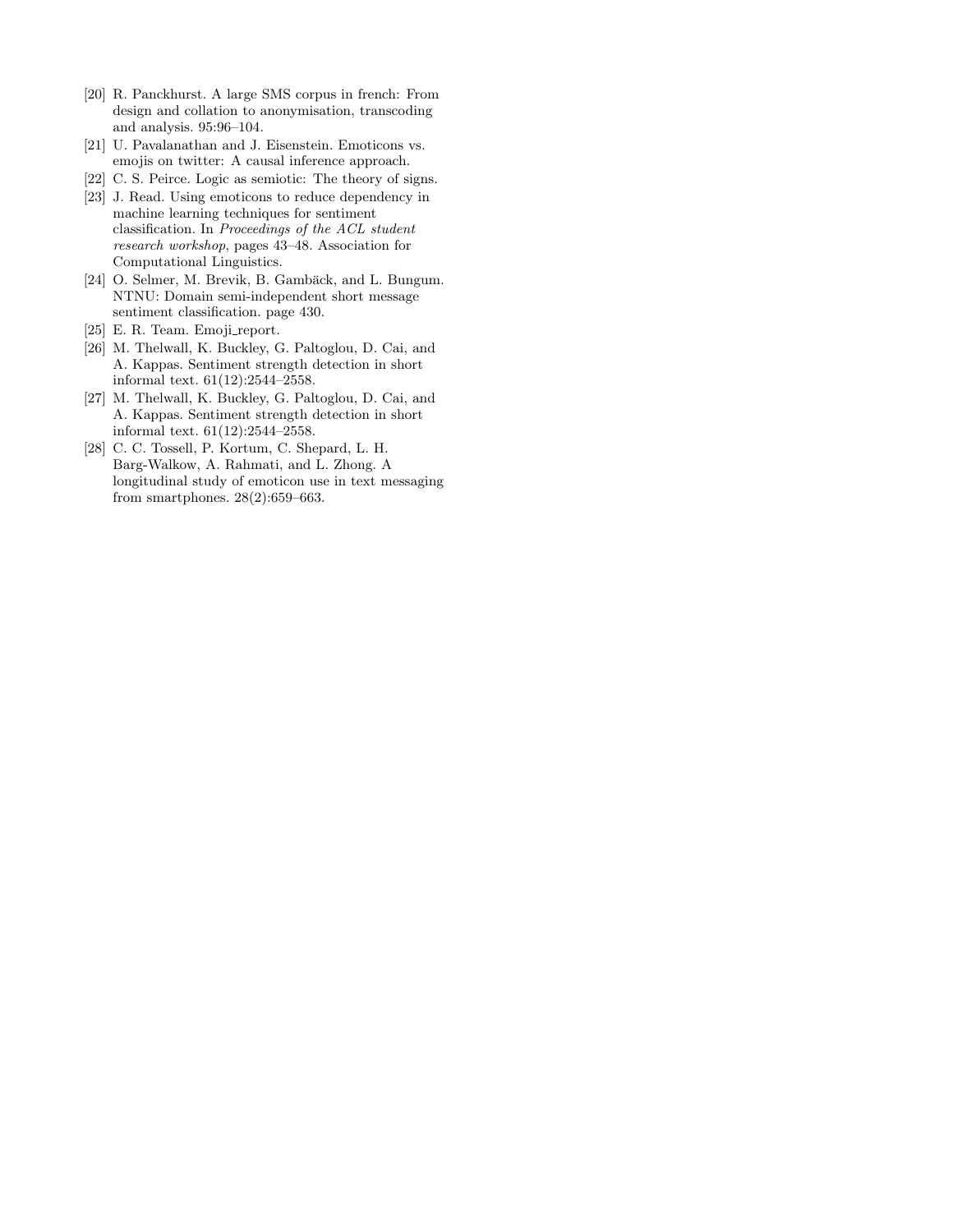[20] R. Panckhurst. A large SMS corpus in french: From design and collation to anonymisation, transcoding and analysis. 95:96–104.

[21] U. Pavalanathan and J. Eisenstein. Emoticons vs. emojis on twitter: A causal inference approach.

[22] C. S. Peirce. Logic as semiotic: The theory of signs.

[23] J. Read. Using emoticons to reduce dependency in machine learning techniques for sentiment classification. In *Proceedings of the ACL student research workshop*, pages 43–48. Association for Computational Linguistics.

[24] O. Selmer, M. Brevik, B. Gambäck, and L. Bungum. NTNU: Domain semi-independent short message sentiment classification. page 430.

[25] E. R. Team. Emoji_report.

[26] M. Thelwall, K. Buckley, G. Paltoglou, D. Cai, and A. Kappas. Sentiment strength detection in short informal text. 61(12):2544–2558.

[27] M. Thelwall, K. Buckley, G. Paltoglou, D. Cai, and A. Kappas. Sentiment strength detection in short informal text. 61(12):2544–2558.

[28] C. C. Tossell, P. Kortum, C. Shepard, L. H. Barg-Walkow, A. Rahmati, and L. Zhong. A longitudinal study of emoticon use in text messaging from smartphones. 28(2):659–663.